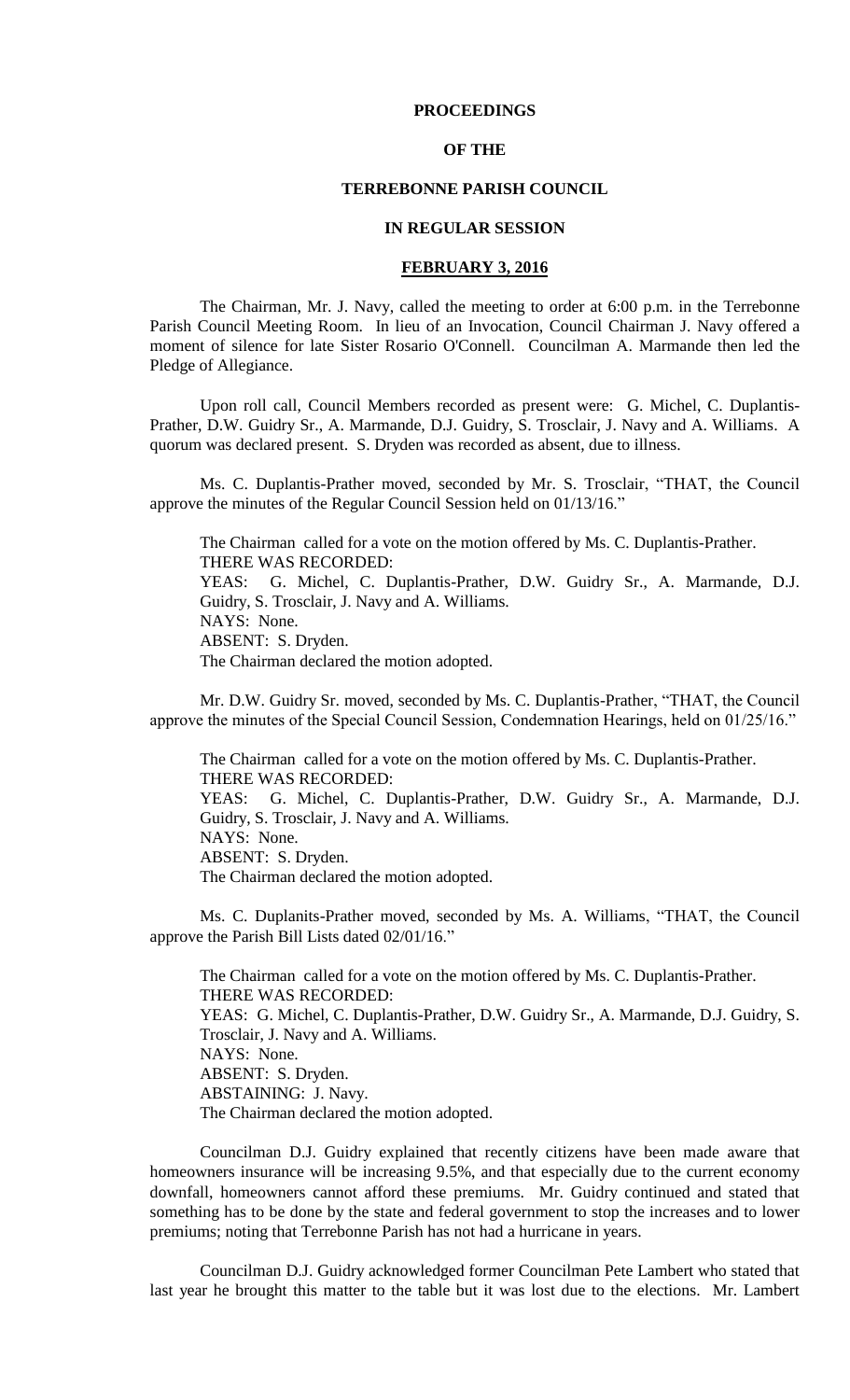# PROCEEDINGS

# OF THE

# TERREBONNE PARISH COUNCIL

# IN REGULAR SESSION

## FEBRUARY 3, 2016

The Chairman, Mr. J. Navy, called the meeting to order at 6:00 p.m. in the Terrebonne Parish Council Meeting Room. In lieu of an Invocation, Council Chairman J. Navy offered a moment of silence for late Sister Rosario O'Connell. Councilman A. Marmande then led the Pledge of Allegiance.

Upon roll call, Council Members recorded as present were: G. Michel, C. Duplantis-Prather, D.W. Guidry Sr., A. Marmande, D.J. Guidry, S. Trosclair, J. Navy and A. Williams. A quorum was declared present. S. Dryden was recorded as absent, due to illness.

Ms. C. Duplantis-Prather moved, seconded by Mr. S. Trosclair, "THAT, the Council approve the minutes of the Regular Council Session held on 01/13/16."

The Chairman called for a vote on the motion offered by Ms. C. Duplantis-Prather.
THERE WAS RECORDED:
YEAS: G. Michel, C. Duplantis-Prather, D.W. Guidry Sr., A. Marmande, D.J. Guidry, S. Trosclair, J. Navy and A. Williams.
NAYS: None.
ABSENT: S. Dryden.
The Chairman declared the motion adopted.

Mr. D.W. Guidry Sr. moved, seconded by Ms. C. Duplantis-Prather, "THAT, the Council approve the minutes of the Special Council Session, Condemnation Hearings, held on 01/25/16."

The Chairman called for a vote on the motion offered by Ms. C. Duplantis-Prather.
THERE WAS RECORDED:
YEAS: G. Michel, C. Duplantis-Prather, D.W. Guidry Sr., A. Marmande, D.J. Guidry, S. Trosclair, J. Navy and A. Williams.
NAYS: None.
ABSENT: S. Dryden.
The Chairman declared the motion adopted.

Ms. C. Duplanits-Prather moved, seconded by Ms. A. Williams, "THAT, the Council approve the Parish Bill Lists dated 02/01/16."

The Chairman called for a vote on the motion offered by Ms. C. Duplantis-Prather.
THERE WAS RECORDED:
YEAS: G. Michel, C. Duplantis-Prather, D.W. Guidry Sr., A. Marmande, D.J. Guidry, S. Trosclair, J. Navy and A. Williams.
NAYS: None.
ABSENT: S. Dryden.
ABSTAINING: J. Navy.
The Chairman declared the motion adopted.

Councilman D.J. Guidry explained that recently citizens have been made aware that homeowners insurance will be increasing 9.5%, and that especially due to the current economy downfall, homeowners cannot afford these premiums. Mr. Guidry continued and stated that something has to be done by the state and federal government to stop the increases and to lower premiums; noting that Terrebonne Parish has not had a hurricane in years.

Councilman D.J. Guidry acknowledged former Councilman Pete Lambert who stated that last year he brought this matter to the table but it was lost due to the elections. Mr. Lambert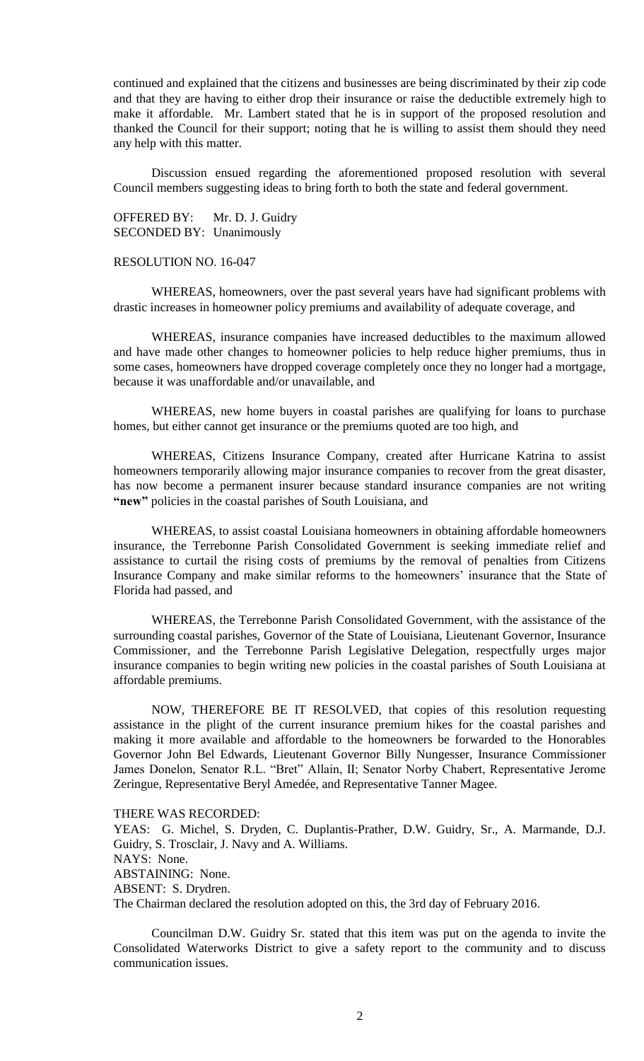continued and explained that the citizens and businesses are being discriminated by their zip code and that they are having to either drop their insurance or raise the deductible extremely high to make it affordable. Mr. Lambert stated that he is in support of the proposed resolution and thanked the Council for their support; noting that he is willing to assist them should they need any help with this matter.

Discussion ensued regarding the aforementioned proposed resolution with several Council members suggesting ideas to bring forth to both the state and federal government.

OFFERED BY: Mr. D. J. Guidry
SECONDED BY: Unanimously

RESOLUTION NO. 16-047

WHEREAS, homeowners, over the past several years have had significant problems with drastic increases in homeowner policy premiums and availability of adequate coverage, and

WHEREAS, insurance companies have increased deductibles to the maximum allowed and have made other changes to homeowner policies to help reduce higher premiums, thus in some cases, homeowners have dropped coverage completely once they no longer had a mortgage, because it was unaffordable and/or unavailable, and

WHEREAS, new home buyers in coastal parishes are qualifying for loans to purchase homes, but either cannot get insurance or the premiums quoted are too high, and

WHEREAS, Citizens Insurance Company, created after Hurricane Katrina to assist homeowners temporarily allowing major insurance companies to recover from the great disaster, has now become a permanent insurer because standard insurance companies are not writing **"new"** policies in the coastal parishes of South Louisiana, and

WHEREAS, to assist coastal Louisiana homeowners in obtaining affordable homeowners insurance, the Terrebonne Parish Consolidated Government is seeking immediate relief and assistance to curtail the rising costs of premiums by the removal of penalties from Citizens Insurance Company and make similar reforms to the homeowners' insurance that the State of Florida had passed, and

WHEREAS, the Terrebonne Parish Consolidated Government, with the assistance of the surrounding coastal parishes, Governor of the State of Louisiana, Lieutenant Governor, Insurance Commissioner, and the Terrebonne Parish Legislative Delegation, respectfully urges major insurance companies to begin writing new policies in the coastal parishes of South Louisiana at affordable premiums.

NOW, THEREFORE BE IT RESOLVED, that copies of this resolution requesting assistance in the plight of the current insurance premium hikes for the coastal parishes and making it more available and affordable to the homeowners be forwarded to the Honorables Governor John Bel Edwards, Lieutenant Governor Billy Nungesser, Insurance Commissioner James Donelon, Senator R.L. "Bret" Allain, II; Senator Norby Chabert, Representative Jerome Zeringue, Representative Beryl Amedée, and Representative Tanner Magee.

THERE WAS RECORDED:
YEAS: G. Michel, S. Dryden, C. Duplantis-Prather, D.W. Guidry, Sr., A. Marmande, D.J. Guidry, S. Trosclair, J. Navy and A. Williams.
NAYS: None.
ABSTAINING: None.
ABSENT: S. Drydren.
The Chairman declared the resolution adopted on this, the 3rd day of February 2016.

Councilman D.W. Guidry Sr. stated that this item was put on the agenda to invite the Consolidated Waterworks District to give a safety report to the community and to discuss communication issues.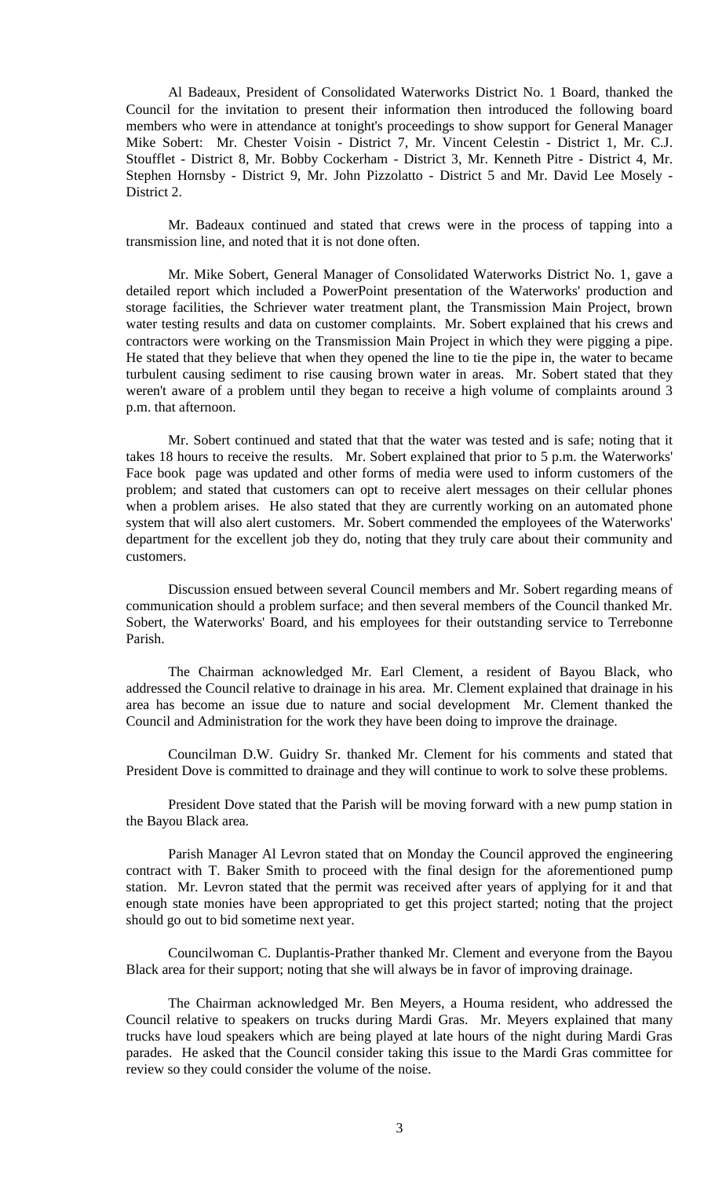Al Badeaux, President of Consolidated Waterworks District No. 1 Board, thanked the Council for the invitation to present their information then introduced the following board members who were in attendance at tonight's proceedings to show support for General Manager Mike Sobert: Mr. Chester Voisin - District 7, Mr. Vincent Celestin - District 1, Mr. C.J. Stoufflet - District 8, Mr. Bobby Cockerham - District 3, Mr. Kenneth Pitre - District 4, Mr. Stephen Hornsby - District 9, Mr. John Pizzolatto - District 5 and Mr. David Lee Mosely - District 2.

Mr. Badeaux continued and stated that crews were in the process of tapping into a transmission line, and noted that it is not done often.

Mr. Mike Sobert, General Manager of Consolidated Waterworks District No. 1, gave a detailed report which included a PowerPoint presentation of the Waterworks' production and storage facilities, the Schriever water treatment plant, the Transmission Main Project, brown water testing results and data on customer complaints. Mr. Sobert explained that his crews and contractors were working on the Transmission Main Project in which they were pigging a pipe. He stated that they believe that when they opened the line to tie the pipe in, the water to became turbulent causing sediment to rise causing brown water in areas. Mr. Sobert stated that they weren't aware of a problem until they began to receive a high volume of complaints around 3 p.m. that afternoon.

Mr. Sobert continued and stated that that the water was tested and is safe; noting that it takes 18 hours to receive the results. Mr. Sobert explained that prior to 5 p.m. the Waterworks' Face book page was updated and other forms of media were used to inform customers of the problem; and stated that customers can opt to receive alert messages on their cellular phones when a problem arises. He also stated that they are currently working on an automated phone system that will also alert customers. Mr. Sobert commended the employees of the Waterworks' department for the excellent job they do, noting that they truly care about their community and customers.

Discussion ensued between several Council members and Mr. Sobert regarding means of communication should a problem surface; and then several members of the Council thanked Mr. Sobert, the Waterworks' Board, and his employees for their outstanding service to Terrebonne Parish.

The Chairman acknowledged Mr. Earl Clement, a resident of Bayou Black, who addressed the Council relative to drainage in his area. Mr. Clement explained that drainage in his area has become an issue due to nature and social development Mr. Clement thanked the Council and Administration for the work they have been doing to improve the drainage.

Councilman D.W. Guidry Sr. thanked Mr. Clement for his comments and stated that President Dove is committed to drainage and they will continue to work to solve these problems.

President Dove stated that the Parish will be moving forward with a new pump station in the Bayou Black area.

Parish Manager Al Levron stated that on Monday the Council approved the engineering contract with T. Baker Smith to proceed with the final design for the aforementioned pump station. Mr. Levron stated that the permit was received after years of applying for it and that enough state monies have been appropriated to get this project started; noting that the project should go out to bid sometime next year.

Councilwoman C. Duplantis-Prather thanked Mr. Clement and everyone from the Bayou Black area for their support; noting that she will always be in favor of improving drainage.

The Chairman acknowledged Mr. Ben Meyers, a Houma resident, who addressed the Council relative to speakers on trucks during Mardi Gras. Mr. Meyers explained that many trucks have loud speakers which are being played at late hours of the night during Mardi Gras parades. He asked that the Council consider taking this issue to the Mardi Gras committee for review so they could consider the volume of the noise.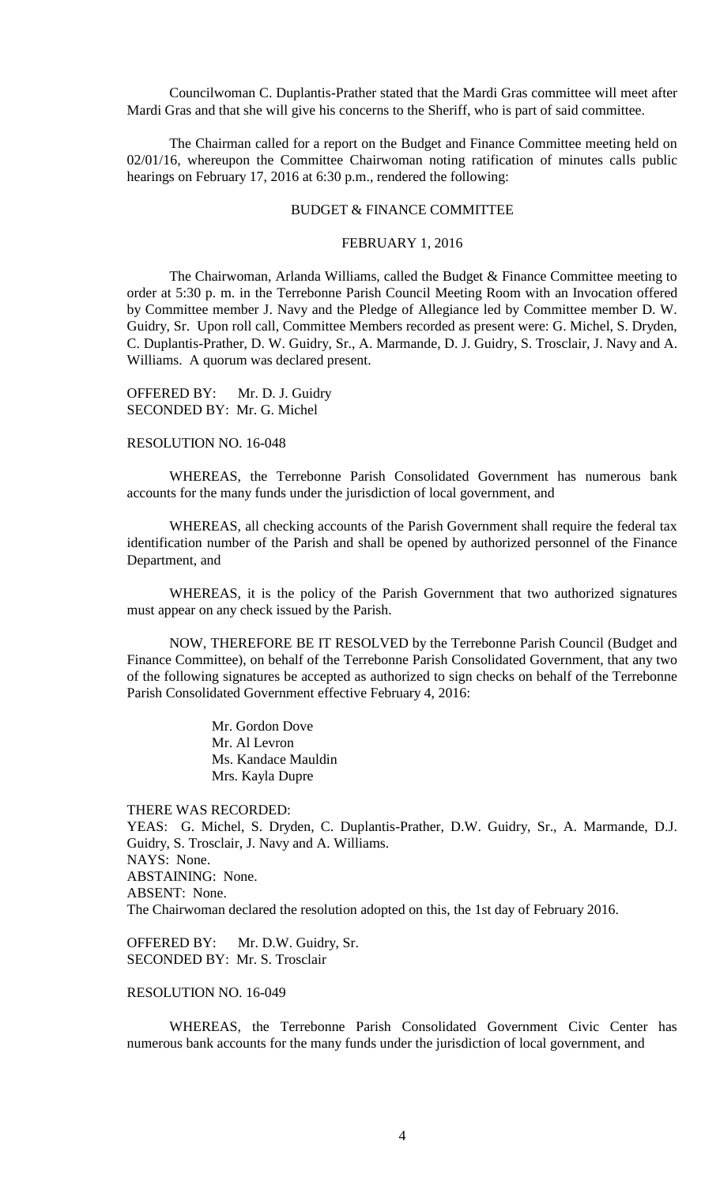Councilwoman C. Duplantis-Prather stated that the Mardi Gras committee will meet after Mardi Gras and that she will give his concerns to the Sheriff, who is part of said committee.

The Chairman called for a report on the Budget and Finance Committee meeting held on 02/01/16, whereupon the Committee Chairwoman noting ratification of minutes calls public hearings on February 17, 2016 at 6:30 p.m., rendered the following:

BUDGET & FINANCE COMMITTEE

FEBRUARY 1, 2016

The Chairwoman, Arlanda Williams, called the Budget & Finance Committee meeting to order at 5:30 p. m. in the Terrebonne Parish Council Meeting Room with an Invocation offered by Committee member J. Navy and the Pledge of Allegiance led by Committee member D. W. Guidry, Sr. Upon roll call, Committee Members recorded as present were: G. Michel, S. Dryden, C. Duplantis-Prather, D. W. Guidry, Sr., A. Marmande, D. J. Guidry, S. Trosclair, J. Navy and A. Williams. A quorum was declared present.

OFFERED BY: Mr. D. J. Guidry
SECONDED BY: Mr. G. Michel

RESOLUTION NO. 16-048

WHEREAS, the Terrebonne Parish Consolidated Government has numerous bank accounts for the many funds under the jurisdiction of local government, and

WHEREAS, all checking accounts of the Parish Government shall require the federal tax identification number of the Parish and shall be opened by authorized personnel of the Finance Department, and

WHEREAS, it is the policy of the Parish Government that two authorized signatures must appear on any check issued by the Parish.

NOW, THEREFORE BE IT RESOLVED by the Terrebonne Parish Council (Budget and Finance Committee), on behalf of the Terrebonne Parish Consolidated Government, that any two of the following signatures be accepted as authorized to sign checks on behalf of the Terrebonne Parish Consolidated Government effective February 4, 2016:

Mr. Gordon Dove
Mr. Al Levron
Ms. Kandace Mauldin
Mrs. Kayla Dupre

THERE WAS RECORDED:
YEAS: G. Michel, S. Dryden, C. Duplantis-Prather, D.W. Guidry, Sr., A. Marmande, D.J. Guidry, S. Trosclair, J. Navy and A. Williams.
NAYS: None.
ABSTAINING: None.
ABSENT: None.
The Chairwoman declared the resolution adopted on this, the 1st day of February 2016.

OFFERED BY: Mr. D.W. Guidry, Sr.
SECONDED BY: Mr. S. Trosclair

RESOLUTION NO. 16-049

WHEREAS, the Terrebonne Parish Consolidated Government Civic Center has numerous bank accounts for the many funds under the jurisdiction of local government, and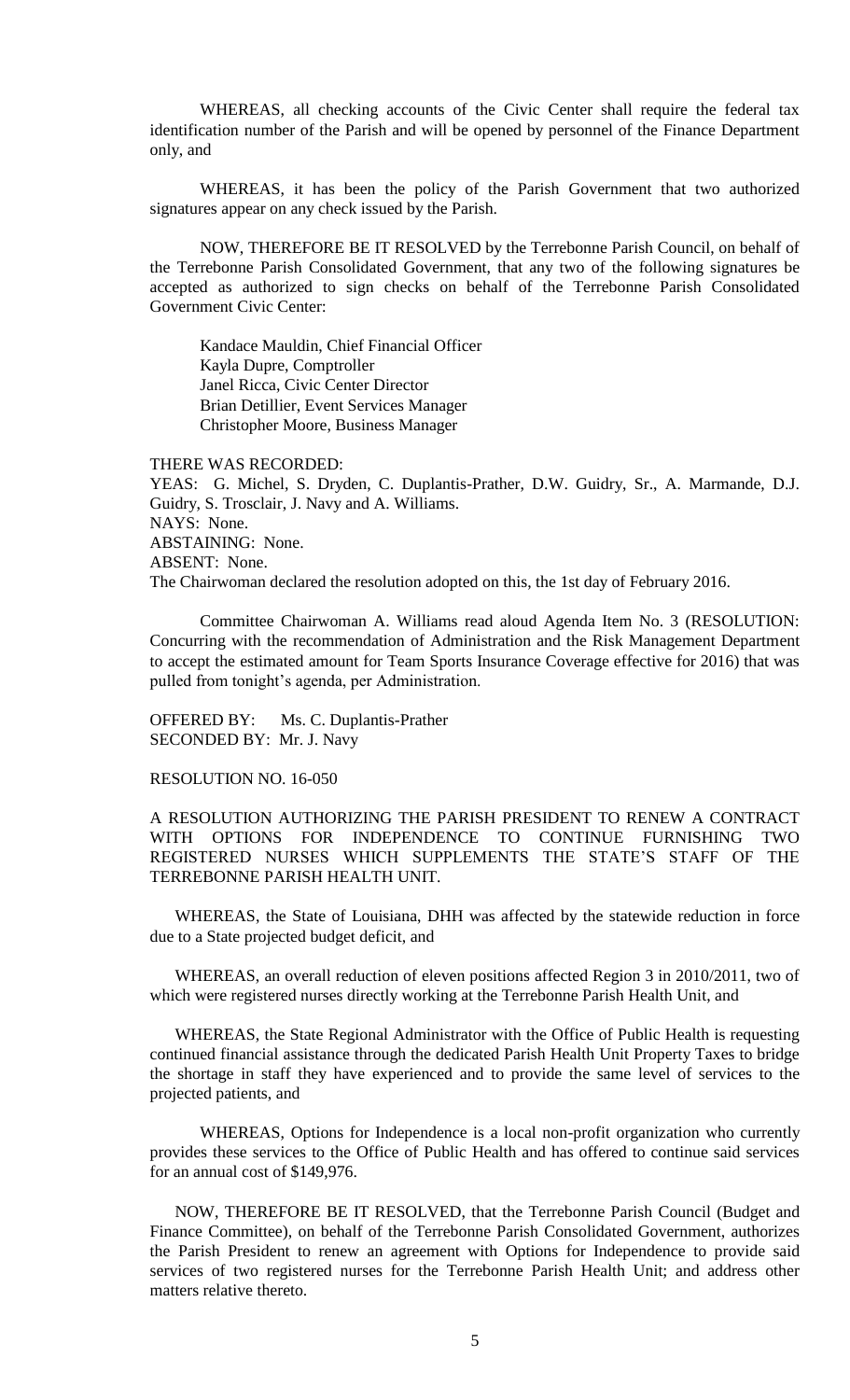WHEREAS, all checking accounts of the Civic Center shall require the federal tax identification number of the Parish and will be opened by personnel of the Finance Department only, and

WHEREAS, it has been the policy of the Parish Government that two authorized signatures appear on any check issued by the Parish.

NOW, THEREFORE BE IT RESOLVED by the Terrebonne Parish Council, on behalf of the Terrebonne Parish Consolidated Government, that any two of the following signatures be accepted as authorized to sign checks on behalf of the Terrebonne Parish Consolidated Government Civic Center:

Kandace Mauldin, Chief Financial Officer
Kayla Dupre, Comptroller
Janel Ricca, Civic Center Director
Brian Detillier, Event Services Manager
Christopher Moore, Business Manager

THERE WAS RECORDED:
YEAS: G. Michel, S. Dryden, C. Duplantis-Prather, D.W. Guidry, Sr., A. Marmande, D.J. Guidry, S. Trosclair, J. Navy and A. Williams.
NAYS: None.
ABSTAINING: None.
ABSENT: None.
The Chairwoman declared the resolution adopted on this, the 1st day of February 2016.

Committee Chairwoman A. Williams read aloud Agenda Item No. 3 (RESOLUTION: Concurring with the recommendation of Administration and the Risk Management Department to accept the estimated amount for Team Sports Insurance Coverage effective for 2016) that was pulled from tonight's agenda, per Administration.

OFFERED BY: Ms. C. Duplantis-Prather
SECONDED BY: Mr. J. Navy

RESOLUTION NO. 16-050

A RESOLUTION AUTHORIZING THE PARISH PRESIDENT TO RENEW A CONTRACT WITH OPTIONS FOR INDEPENDENCE TO CONTINUE FURNISHING TWO REGISTERED NURSES WHICH SUPPLEMENTS THE STATE'S STAFF OF THE TERREBONNE PARISH HEALTH UNIT.

WHEREAS, the State of Louisiana, DHH was affected by the statewide reduction in force due to a State projected budget deficit, and

WHEREAS, an overall reduction of eleven positions affected Region 3 in 2010/2011, two of which were registered nurses directly working at the Terrebonne Parish Health Unit, and

WHEREAS, the State Regional Administrator with the Office of Public Health is requesting continued financial assistance through the dedicated Parish Health Unit Property Taxes to bridge the shortage in staff they have experienced and to provide the same level of services to the projected patients, and

WHEREAS, Options for Independence is a local non-profit organization who currently provides these services to the Office of Public Health and has offered to continue said services for an annual cost of $149,976.

NOW, THEREFORE BE IT RESOLVED, that the Terrebonne Parish Council (Budget and Finance Committee), on behalf of the Terrebonne Parish Consolidated Government, authorizes the Parish President to renew an agreement with Options for Independence to provide said services of two registered nurses for the Terrebonne Parish Health Unit; and address other matters relative thereto.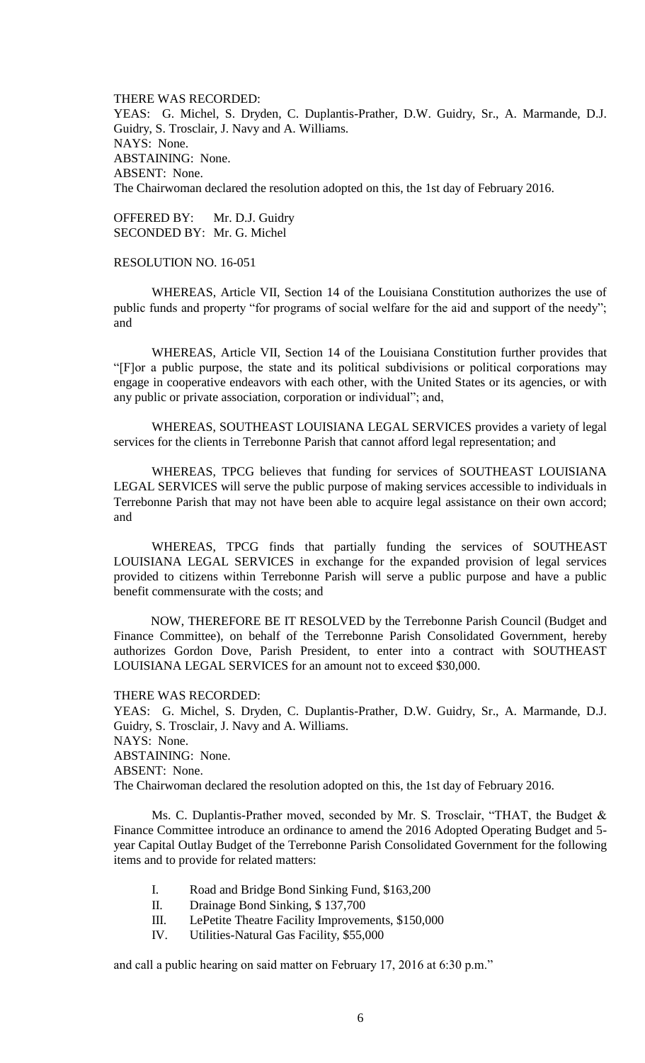THERE WAS RECORDED:
YEAS: G. Michel, S. Dryden, C. Duplantis-Prather, D.W. Guidry, Sr., A. Marmande, D.J. Guidry, S. Trosclair, J. Navy and A. Williams.
NAYS: None.
ABSTAINING: None.
ABSENT: None.
The Chairwoman declared the resolution adopted on this, the 1st day of February 2016.

OFFERED BY: Mr. D.J. Guidry
SECONDED BY: Mr. G. Michel

RESOLUTION NO. 16-051

WHEREAS, Article VII, Section 14 of the Louisiana Constitution authorizes the use of public funds and property "for programs of social welfare for the aid and support of the needy"; and

WHEREAS, Article VII, Section 14 of the Louisiana Constitution further provides that "[F]or a public purpose, the state and its political subdivisions or political corporations may engage in cooperative endeavors with each other, with the United States or its agencies, or with any public or private association, corporation or individual"; and,

WHEREAS, SOUTHEAST LOUISIANA LEGAL SERVICES provides a variety of legal services for the clients in Terrebonne Parish that cannot afford legal representation; and

WHEREAS, TPCG believes that funding for services of SOUTHEAST LOUISIANA LEGAL SERVICES will serve the public purpose of making services accessible to individuals in Terrebonne Parish that may not have been able to acquire legal assistance on their own accord; and

WHEREAS, TPCG finds that partially funding the services of SOUTHEAST LOUISIANA LEGAL SERVICES in exchange for the expanded provision of legal services provided to citizens within Terrebonne Parish will serve a public purpose and have a public benefit commensurate with the costs; and

NOW, THEREFORE BE IT RESOLVED by the Terrebonne Parish Council (Budget and Finance Committee), on behalf of the Terrebonne Parish Consolidated Government, hereby authorizes Gordon Dove, Parish President, to enter into a contract with SOUTHEAST LOUISIANA LEGAL SERVICES for an amount not to exceed $30,000.

THERE WAS RECORDED:
YEAS: G. Michel, S. Dryden, C. Duplantis-Prather, D.W. Guidry, Sr., A. Marmande, D.J. Guidry, S. Trosclair, J. Navy and A. Williams.
NAYS: None.
ABSTAINING: None.
ABSENT: None.
The Chairwoman declared the resolution adopted on this, the 1st day of February 2016.

Ms. C. Duplantis-Prather moved, seconded by Mr. S. Trosclair, "THAT, the Budget & Finance Committee introduce an ordinance to amend the 2016 Adopted Operating Budget and 5-year Capital Outlay Budget of the Terrebonne Parish Consolidated Government for the following items and to provide for related matters:

I. Road and Bridge Bond Sinking Fund, $163,200
II. Drainage Bond Sinking, $ 137,700
III. LePetite Theatre Facility Improvements, $150,000
IV. Utilities-Natural Gas Facility, $55,000

and call a public hearing on said matter on February 17, 2016 at 6:30 p.m."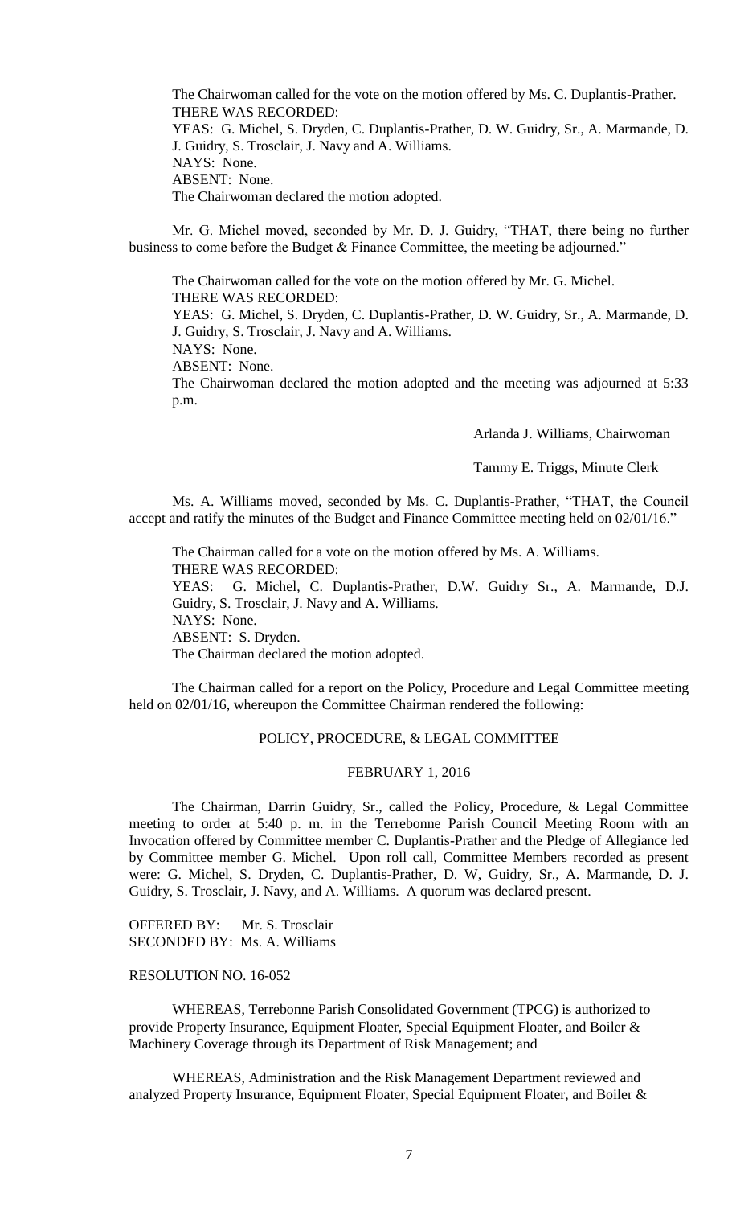The Chairwoman called for the vote on the motion offered by Ms. C. Duplantis-Prather.
THERE WAS RECORDED:
YEAS: G. Michel, S. Dryden, C. Duplantis-Prather, D. W. Guidry, Sr., A. Marmande, D. J. Guidry, S. Trosclair, J. Navy and A. Williams.
NAYS: None.
ABSENT: None.
The Chairwoman declared the motion adopted.

Mr. G. Michel moved, seconded by Mr. D. J. Guidry, "THAT, there being no further business to come before the Budget & Finance Committee, the meeting be adjourned."

The Chairwoman called for the vote on the motion offered by Mr. G. Michel.
THERE WAS RECORDED:
YEAS: G. Michel, S. Dryden, C. Duplantis-Prather, D. W. Guidry, Sr., A. Marmande, D. J. Guidry, S. Trosclair, J. Navy and A. Williams.
NAYS: None.
ABSENT: None.
The Chairwoman declared the motion adopted and the meeting was adjourned at 5:33 p.m.

Arlanda J. Williams, Chairwoman

Tammy E. Triggs, Minute Clerk

Ms. A. Williams moved, seconded by Ms. C. Duplantis-Prather, "THAT, the Council accept and ratify the minutes of the Budget and Finance Committee meeting held on 02/01/16."

The Chairman called for a vote on the motion offered by Ms. A. Williams.
THERE WAS RECORDED:
YEAS: G. Michel, C. Duplantis-Prather, D.W. Guidry Sr., A. Marmande, D.J. Guidry, S. Trosclair, J. Navy and A. Williams.
NAYS: None.
ABSENT: S. Dryden.
The Chairman declared the motion adopted.

The Chairman called for a report on the Policy, Procedure and Legal Committee meeting held on 02/01/16, whereupon the Committee Chairman rendered the following:

## POLICY, PROCEDURE, & LEGAL COMMITTEE

## FEBRUARY 1, 2016

The Chairman, Darrin Guidry, Sr., called the Policy, Procedure, & Legal Committee meeting to order at 5:40 p. m. in the Terrebonne Parish Council Meeting Room with an Invocation offered by Committee member C. Duplantis-Prather and the Pledge of Allegiance led by Committee member G. Michel. Upon roll call, Committee Members recorded as present were: G. Michel, S. Dryden, C. Duplantis-Prather, D. W, Guidry, Sr., A. Marmande, D. J. Guidry, S. Trosclair, J. Navy, and A. Williams. A quorum was declared present.

OFFERED BY: Mr. S. Trosclair
SECONDED BY: Ms. A. Williams

RESOLUTION NO. 16-052

WHEREAS, Terrebonne Parish Consolidated Government (TPCG) is authorized to provide Property Insurance, Equipment Floater, Special Equipment Floater, and Boiler & Machinery Coverage through its Department of Risk Management; and

WHEREAS, Administration and the Risk Management Department reviewed and analyzed Property Insurance, Equipment Floater, Special Equipment Floater, and Boiler &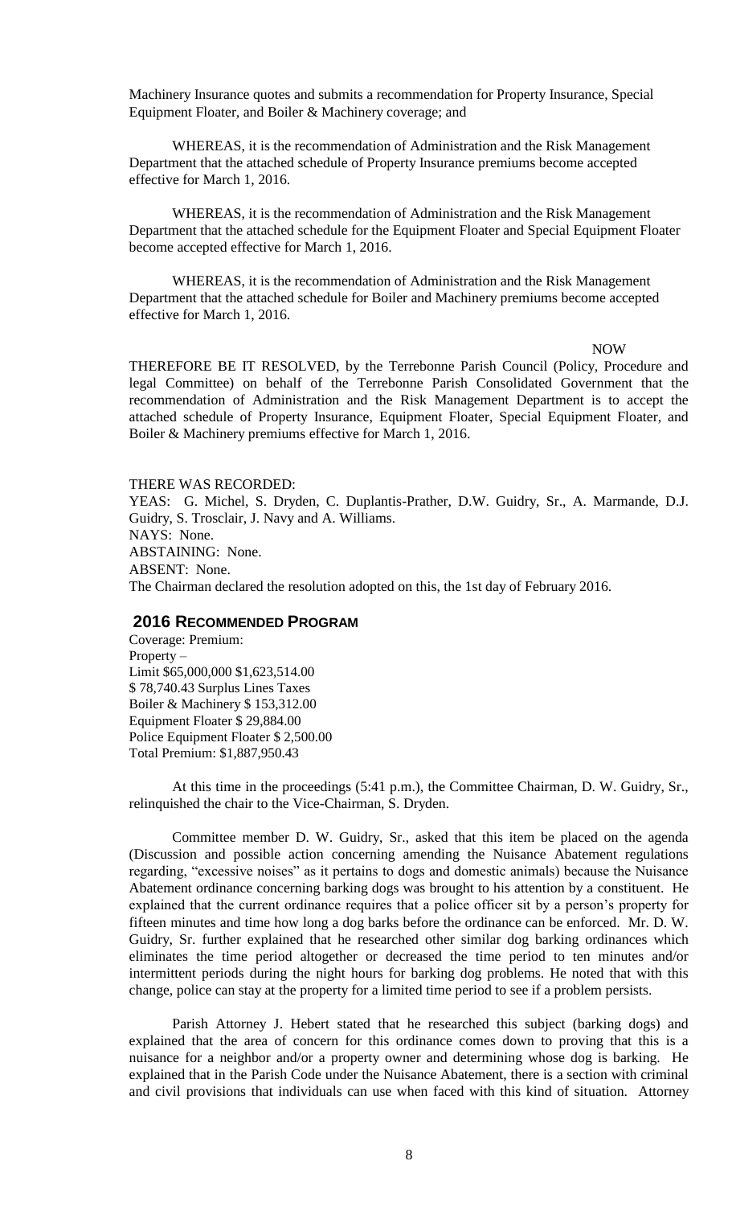Machinery Insurance quotes and submits a recommendation for Property Insurance, Special Equipment Floater, and Boiler & Machinery coverage; and

WHEREAS, it is the recommendation of Administration and the Risk Management Department that the attached schedule of Property Insurance premiums become accepted effective for March 1, 2016.

WHEREAS, it is the recommendation of Administration and the Risk Management Department that the attached schedule for the Equipment Floater and Special Equipment Floater become accepted effective for March 1, 2016.

WHEREAS, it is the recommendation of Administration and the Risk Management Department that the attached schedule for Boiler and Machinery premiums become accepted effective for March 1, 2016.

NOW THEREFORE BE IT RESOLVED, by the Terrebonne Parish Council (Policy, Procedure and legal Committee) on behalf of the Terrebonne Parish Consolidated Government that the recommendation of Administration and the Risk Management Department is to accept the attached schedule of Property Insurance, Equipment Floater, Special Equipment Floater, and Boiler & Machinery premiums effective for March 1, 2016.

THERE WAS RECORDED:
YEAS: G. Michel, S. Dryden, C. Duplantis-Prather, D.W. Guidry, Sr., A. Marmande, D.J. Guidry, S. Trosclair, J. Navy and A. Williams.
NAYS: None.
ABSTAINING: None.
ABSENT: None.
The Chairman declared the resolution adopted on this, the 1st day of February 2016.

## 2016 RECOMMENDED PROGRAM

Coverage: Premium:
Property –
Limit $65,000,000 $1,623,514.00
$ 78,740.43 Surplus Lines Taxes
Boiler & Machinery $ 153,312.00
Equipment Floater $ 29,884.00
Police Equipment Floater $ 2,500.00
Total Premium: $1,887,950.43

At this time in the proceedings (5:41 p.m.), the Committee Chairman, D. W. Guidry, Sr., relinquished the chair to the Vice-Chairman, S. Dryden.

Committee member D. W. Guidry, Sr., asked that this item be placed on the agenda (Discussion and possible action concerning amending the Nuisance Abatement regulations regarding, "excessive noises" as it pertains to dogs and domestic animals) because the Nuisance Abatement ordinance concerning barking dogs was brought to his attention by a constituent. He explained that the current ordinance requires that a police officer sit by a person's property for fifteen minutes and time how long a dog barks before the ordinance can be enforced. Mr. D. W. Guidry, Sr. further explained that he researched other similar dog barking ordinances which eliminates the time period altogether or decreased the time period to ten minutes and/or intermittent periods during the night hours for barking dog problems. He noted that with this change, police can stay at the property for a limited time period to see if a problem persists.

Parish Attorney J. Hebert stated that he researched this subject (barking dogs) and explained that the area of concern for this ordinance comes down to proving that this is a nuisance for a neighbor and/or a property owner and determining whose dog is barking. He explained that in the Parish Code under the Nuisance Abatement, there is a section with criminal and civil provisions that individuals can use when faced with this kind of situation. Attorney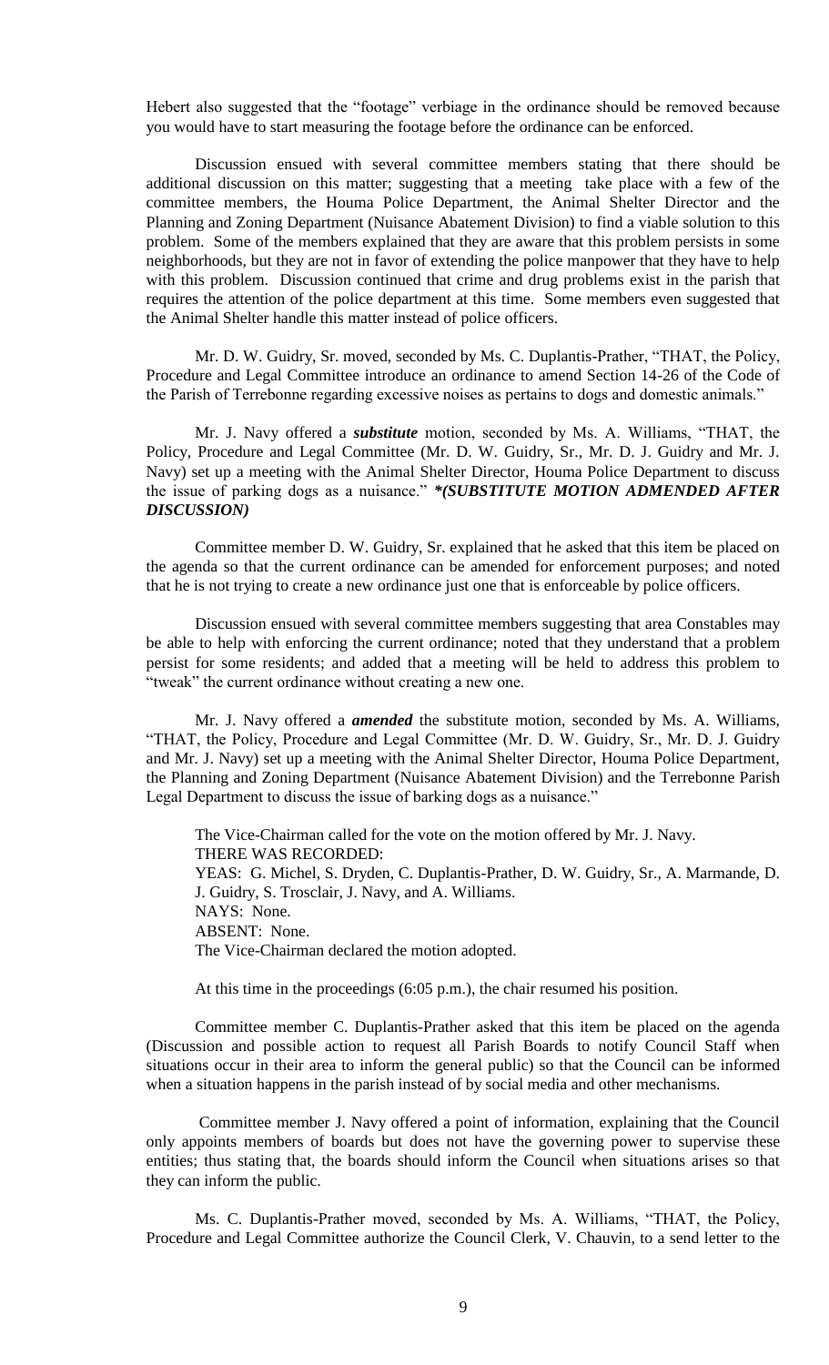Hebert also suggested that the "footage" verbiage in the ordinance should be removed because you would have to start measuring the footage before the ordinance can be enforced.

Discussion ensued with several committee members stating that there should be additional discussion on this matter; suggesting that a meeting take place with a few of the committee members, the Houma Police Department, the Animal Shelter Director and the Planning and Zoning Department (Nuisance Abatement Division) to find a viable solution to this problem. Some of the members explained that they are aware that this problem persists in some neighborhoods, but they are not in favor of extending the police manpower that they have to help with this problem. Discussion continued that crime and drug problems exist in the parish that requires the attention of the police department at this time. Some members even suggested that the Animal Shelter handle this matter instead of police officers.

Mr. D. W. Guidry, Sr. moved, seconded by Ms. C. Duplantis-Prather, "THAT, the Policy, Procedure and Legal Committee introduce an ordinance to amend Section 14-26 of the Code of the Parish of Terrebonne regarding excessive noises as pertains to dogs and domestic animals."

Mr. J. Navy offered a ***substitute*** motion, seconded by Ms. A. Williams, "THAT, the Policy, Procedure and Legal Committee (Mr. D. W. Guidry, Sr., Mr. D. J. Guidry and Mr. J. Navy) set up a meeting with the Animal Shelter Director, Houma Police Department to discuss the issue of parking dogs as a nuisance." ****(SUBSTITUTE MOTION ADMENDED AFTER DISCUSSION)***

Committee member D. W. Guidry, Sr. explained that he asked that this item be placed on the agenda so that the current ordinance can be amended for enforcement purposes; and noted that he is not trying to create a new ordinance just one that is enforceable by police officers.

Discussion ensued with several committee members suggesting that area Constables may be able to help with enforcing the current ordinance; noted that they understand that a problem persist for some residents; and added that a meeting will be held to address this problem to "tweak" the current ordinance without creating a new one.

Mr. J. Navy offered a ***amended*** the substitute motion, seconded by Ms. A. Williams, "THAT, the Policy, Procedure and Legal Committee (Mr. D. W. Guidry, Sr., Mr. D. J. Guidry and Mr. J. Navy) set up a meeting with the Animal Shelter Director, Houma Police Department, the Planning and Zoning Department (Nuisance Abatement Division) and the Terrebonne Parish Legal Department to discuss the issue of barking dogs as a nuisance."

The Vice-Chairman called for the vote on the motion offered by Mr. J. Navy.
THERE WAS RECORDED:
YEAS: G. Michel, S. Dryden, C. Duplantis-Prather, D. W. Guidry, Sr., A. Marmande, D. J. Guidry, S. Trosclair, J. Navy, and A. Williams.
NAYS: None.
ABSENT: None.
The Vice-Chairman declared the motion adopted.

At this time in the proceedings (6:05 p.m.), the chair resumed his position.

Committee member C. Duplantis-Prather asked that this item be placed on the agenda (Discussion and possible action to request all Parish Boards to notify Council Staff when situations occur in their area to inform the general public) so that the Council can be informed when a situation happens in the parish instead of by social media and other mechanisms.

Committee member J. Navy offered a point of information, explaining that the Council only appoints members of boards but does not have the governing power to supervise these entities; thus stating that, the boards should inform the Council when situations arises so that they can inform the public.

Ms. C. Duplantis-Prather moved, seconded by Ms. A. Williams, "THAT, the Policy, Procedure and Legal Committee authorize the Council Clerk, V. Chauvin, to a send letter to the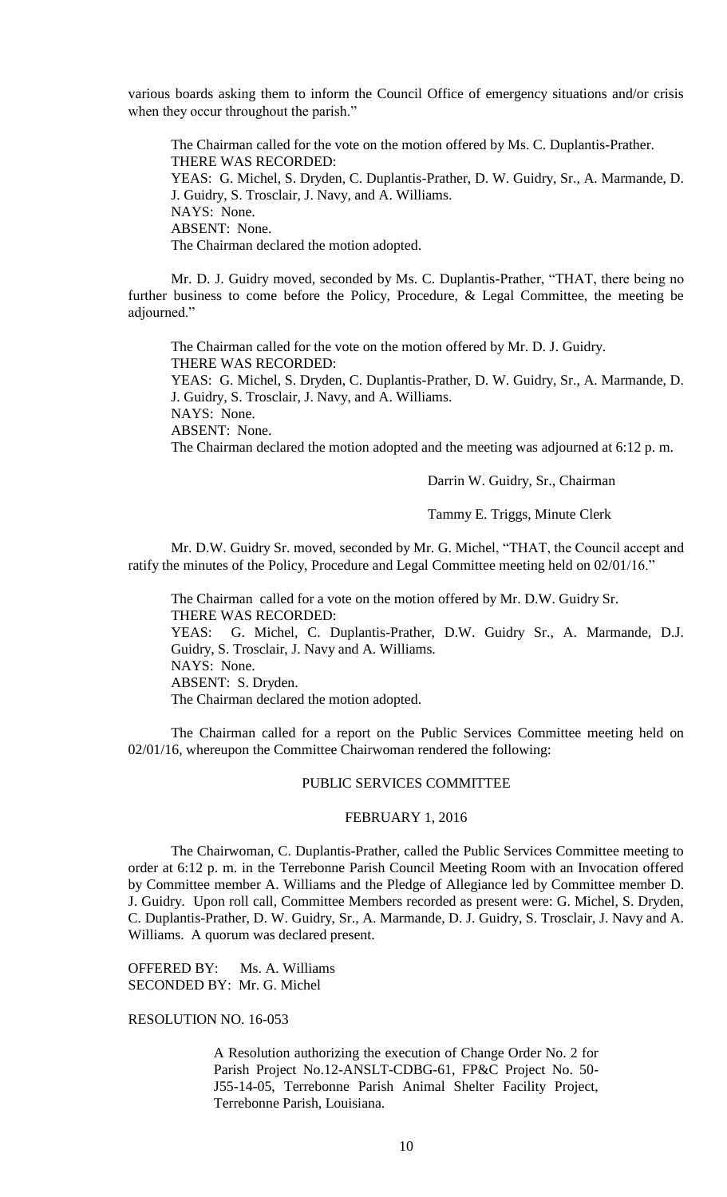various boards asking them to inform the Council Office of emergency situations and/or crisis when they occur throughout the parish."

The Chairman called for the vote on the motion offered by Ms. C. Duplantis-Prather.
THERE WAS RECORDED:
YEAS: G. Michel, S. Dryden, C. Duplantis-Prather, D. W. Guidry, Sr., A. Marmande, D. J. Guidry, S. Trosclair, J. Navy, and A. Williams.
NAYS: None.
ABSENT: None.
The Chairman declared the motion adopted.

Mr. D. J. Guidry moved, seconded by Ms. C. Duplantis-Prather, "THAT, there being no further business to come before the Policy, Procedure, & Legal Committee, the meeting be adjourned."

The Chairman called for the vote on the motion offered by Mr. D. J. Guidry.
THERE WAS RECORDED:
YEAS: G. Michel, S. Dryden, C. Duplantis-Prather, D. W. Guidry, Sr., A. Marmande, D. J. Guidry, S. Trosclair, J. Navy, and A. Williams.
NAYS: None.
ABSENT: None.
The Chairman declared the motion adopted and the meeting was adjourned at 6:12 p. m.

Darrin W. Guidry, Sr., Chairman

Tammy E. Triggs, Minute Clerk

Mr. D.W. Guidry Sr. moved, seconded by Mr. G. Michel, "THAT, the Council accept and ratify the minutes of the Policy, Procedure and Legal Committee meeting held on 02/01/16."

The Chairman called for a vote on the motion offered by Mr. D.W. Guidry Sr.
THERE WAS RECORDED:
YEAS: G. Michel, C. Duplantis-Prather, D.W. Guidry Sr., A. Marmande, D.J. Guidry, S. Trosclair, J. Navy and A. Williams.
NAYS: None.
ABSENT: S. Dryden.
The Chairman declared the motion adopted.

The Chairman called for a report on the Public Services Committee meeting held on 02/01/16, whereupon the Committee Chairwoman rendered the following:

## PUBLIC SERVICES COMMITTEE

### FEBRUARY 1, 2016

The Chairwoman, C. Duplantis-Prather, called the Public Services Committee meeting to order at 6:12 p. m. in the Terrebonne Parish Council Meeting Room with an Invocation offered by Committee member A. Williams and the Pledge of Allegiance led by Committee member D. J. Guidry. Upon roll call, Committee Members recorded as present were: G. Michel, S. Dryden, C. Duplantis-Prather, D. W. Guidry, Sr., A. Marmande, D. J. Guidry, S. Trosclair, J. Navy and A. Williams. A quorum was declared present.

OFFERED BY: Ms. A. Williams
SECONDED BY: Mr. G. Michel

RESOLUTION NO. 16-053

A Resolution authorizing the execution of Change Order No. 2 for Parish Project No.12-ANSLT-CDBG-61, FP&C Project No. 50-J55-14-05, Terrebonne Parish Animal Shelter Facility Project, Terrebonne Parish, Louisiana.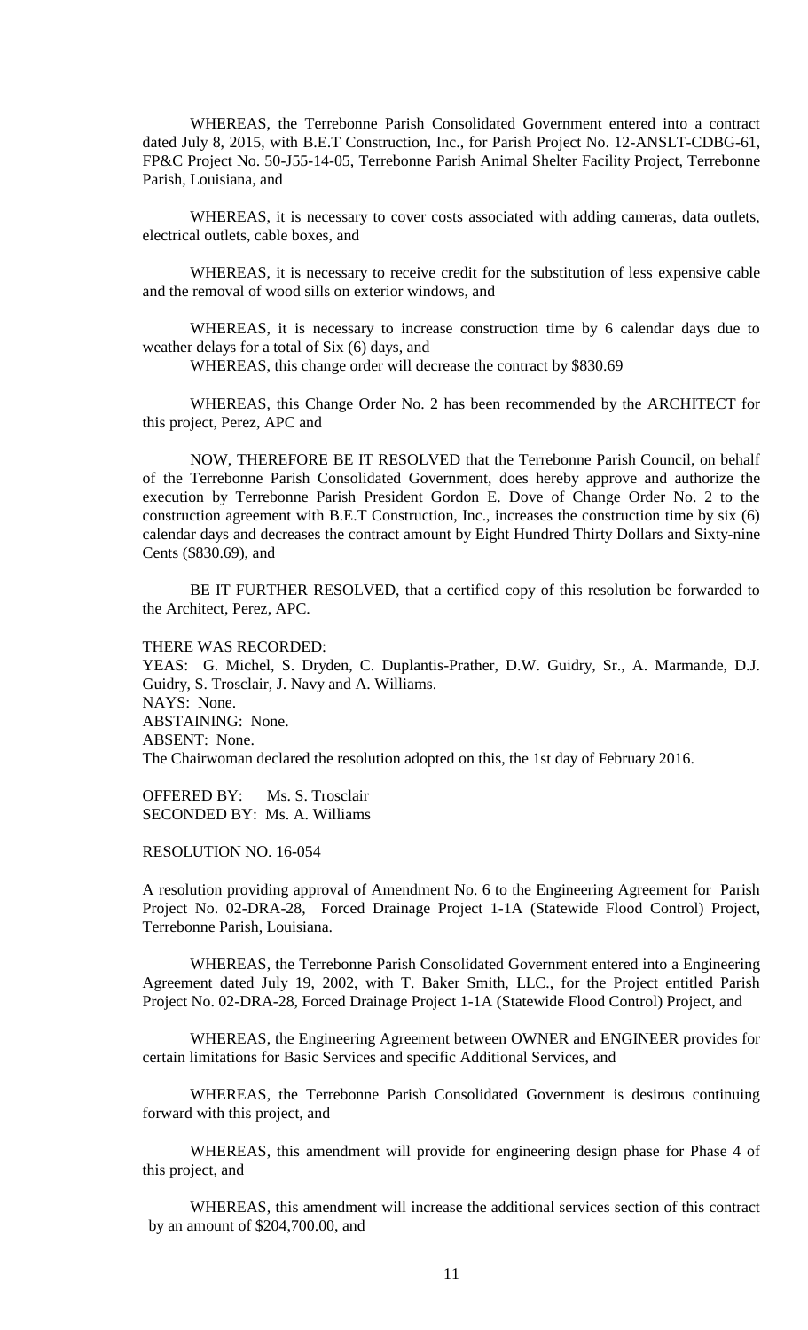WHEREAS, the Terrebonne Parish Consolidated Government entered into a contract dated July 8, 2015, with B.E.T Construction, Inc., for Parish Project No. 12-ANSLT-CDBG-61, FP&C Project No. 50-J55-14-05, Terrebonne Parish Animal Shelter Facility Project, Terrebonne Parish, Louisiana, and

WHEREAS, it is necessary to cover costs associated with adding cameras, data outlets, electrical outlets, cable boxes, and

WHEREAS, it is necessary to receive credit for the substitution of less expensive cable and the removal of wood sills on exterior windows, and

WHEREAS, it is necessary to increase construction time by 6 calendar days due to weather delays for a total of Six (6) days, and

WHEREAS, this change order will decrease the contract by $830.69

WHEREAS, this Change Order No. 2 has been recommended by the ARCHITECT for this project, Perez, APC and

NOW, THEREFORE BE IT RESOLVED that the Terrebonne Parish Council, on behalf of the Terrebonne Parish Consolidated Government, does hereby approve and authorize the execution by Terrebonne Parish President Gordon E. Dove of Change Order No. 2 to the construction agreement with B.E.T Construction, Inc., increases the construction time by six (6) calendar days and decreases the contract amount by Eight Hundred Thirty Dollars and Sixty-nine Cents ($830.69), and

BE IT FURTHER RESOLVED, that a certified copy of this resolution be forwarded to the Architect, Perez, APC.

THERE WAS RECORDED:
YEAS: G. Michel, S. Dryden, C. Duplantis-Prather, D.W. Guidry, Sr., A. Marmande, D.J. Guidry, S. Trosclair, J. Navy and A. Williams.
NAYS: None.
ABSTAINING: None.
ABSENT: None.
The Chairwoman declared the resolution adopted on this, the 1st day of February 2016.

OFFERED BY: Ms. S. Trosclair
SECONDED BY: Ms. A. Williams

RESOLUTION NO. 16-054

A resolution providing approval of Amendment No. 6 to the Engineering Agreement for Parish Project No. 02-DRA-28, Forced Drainage Project 1-1A (Statewide Flood Control) Project, Terrebonne Parish, Louisiana.

WHEREAS, the Terrebonne Parish Consolidated Government entered into a Engineering Agreement dated July 19, 2002, with T. Baker Smith, LLC., for the Project entitled Parish Project No. 02-DRA-28, Forced Drainage Project 1-1A (Statewide Flood Control) Project, and

WHEREAS, the Engineering Agreement between OWNER and ENGINEER provides for certain limitations for Basic Services and specific Additional Services, and

WHEREAS, the Terrebonne Parish Consolidated Government is desirous continuing forward with this project, and

WHEREAS, this amendment will provide for engineering design phase for Phase 4 of this project, and

WHEREAS, this amendment will increase the additional services section of this contract by an amount of $204,700.00, and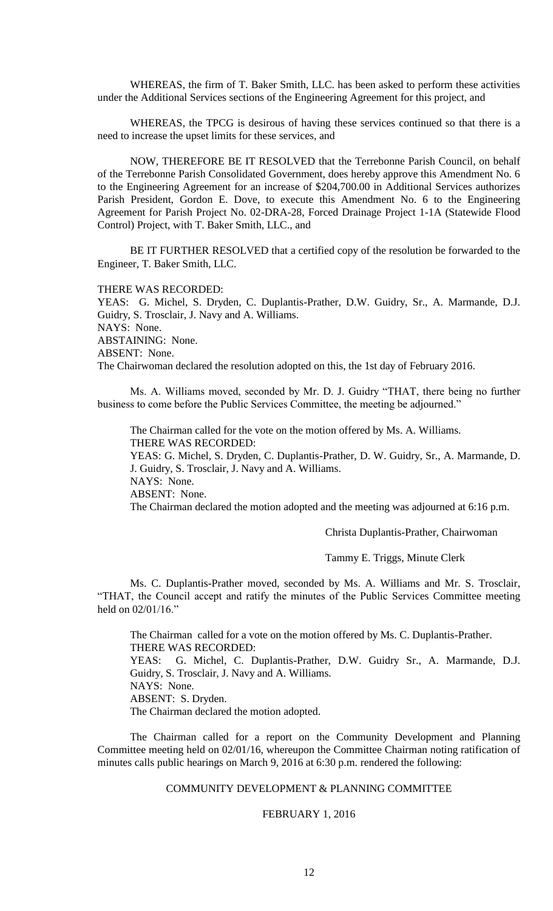WHEREAS, the firm of T. Baker Smith, LLC. has been asked to perform these activities under the Additional Services sections of the Engineering Agreement for this project, and

WHEREAS, the TPCG is desirous of having these services continued so that there is a need to increase the upset limits for these services, and

NOW, THEREFORE BE IT RESOLVED that the Terrebonne Parish Council, on behalf of the Terrebonne Parish Consolidated Government, does hereby approve this Amendment No. 6 to the Engineering Agreement for an increase of $204,700.00 in Additional Services authorizes Parish President, Gordon E. Dove, to execute this Amendment No. 6 to the Engineering Agreement for Parish Project No. 02-DRA-28, Forced Drainage Project 1-1A (Statewide Flood Control) Project, with T. Baker Smith, LLC., and

BE IT FURTHER RESOLVED that a certified copy of the resolution be forwarded to the Engineer, T. Baker Smith, LLC.

THERE WAS RECORDED:
YEAS: G. Michel, S. Dryden, C. Duplantis-Prather, D.W. Guidry, Sr., A. Marmande, D.J. Guidry, S. Trosclair, J. Navy and A. Williams.
NAYS: None.
ABSTAINING: None.
ABSENT: None.
The Chairwoman declared the resolution adopted on this, the 1st day of February 2016.

Ms. A. Williams moved, seconded by Mr. D. J. Guidry "THAT, there being no further business to come before the Public Services Committee, the meeting be adjourned."

The Chairman called for the vote on the motion offered by Ms. A. Williams.
THERE WAS RECORDED:
YEAS: G. Michel, S. Dryden, C. Duplantis-Prather, D. W. Guidry, Sr., A. Marmande, D. J. Guidry, S. Trosclair, J. Navy and A. Williams.
NAYS: None.
ABSENT: None.
The Chairman declared the motion adopted and the meeting was adjourned at 6:16 p.m.

Christa Duplantis-Prather, Chairwoman

Tammy E. Triggs, Minute Clerk

Ms. C. Duplantis-Prather moved, seconded by Ms. A. Williams and Mr. S. Trosclair, "THAT, the Council accept and ratify the minutes of the Public Services Committee meeting held on 02/01/16."

The Chairman called for a vote on the motion offered by Ms. C. Duplantis-Prather.
THERE WAS RECORDED:
YEAS: G. Michel, C. Duplantis-Prather, D.W. Guidry Sr., A. Marmande, D.J. Guidry, S. Trosclair, J. Navy and A. Williams.
NAYS: None.
ABSENT: S. Dryden.
The Chairman declared the motion adopted.

The Chairman called for a report on the Community Development and Planning Committee meeting held on 02/01/16, whereupon the Committee Chairman noting ratification of minutes calls public hearings on March 9, 2016 at 6:30 p.m. rendered the following:

COMMUNITY DEVELOPMENT & PLANNING COMMITTEE

FEBRUARY 1, 2016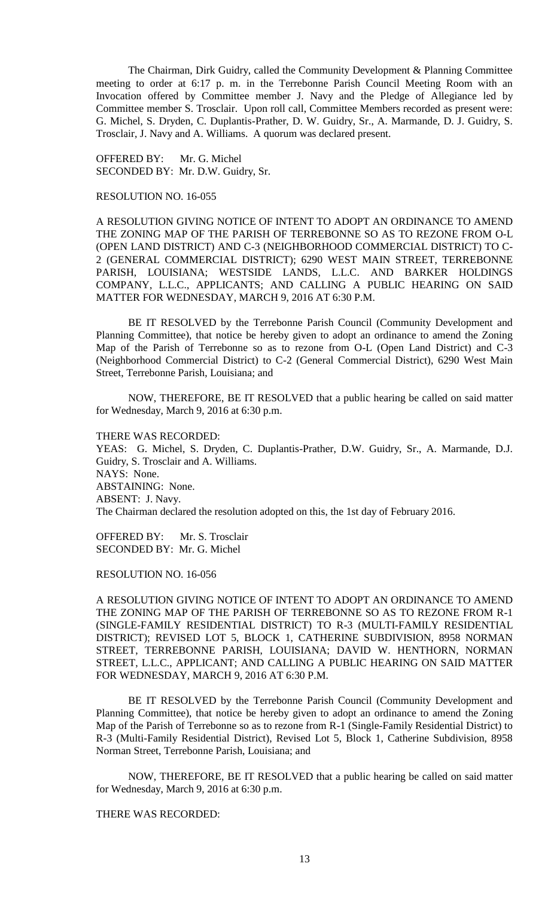The Chairman, Dirk Guidry, called the Community Development & Planning Committee meeting to order at 6:17 p. m. in the Terrebonne Parish Council Meeting Room with an Invocation offered by Committee member J. Navy and the Pledge of Allegiance led by Committee member S. Trosclair. Upon roll call, Committee Members recorded as present were: G. Michel, S. Dryden, C. Duplantis-Prather, D. W. Guidry, Sr., A. Marmande, D. J. Guidry, S. Trosclair, J. Navy and A. Williams. A quorum was declared present.

OFFERED BY: Mr. G. Michel
SECONDED BY: Mr. D.W. Guidry, Sr.

RESOLUTION NO. 16-055

A RESOLUTION GIVING NOTICE OF INTENT TO ADOPT AN ORDINANCE TO AMEND THE ZONING MAP OF THE PARISH OF TERREBONNE SO AS TO REZONE FROM O-L (OPEN LAND DISTRICT) AND C-3 (NEIGHBORHOOD COMMERCIAL DISTRICT) TO C-2 (GENERAL COMMERCIAL DISTRICT); 6290 WEST MAIN STREET, TERREBONNE PARISH, LOUISIANA; WESTSIDE LANDS, L.L.C. AND BARKER HOLDINGS COMPANY, L.L.C., APPLICANTS; AND CALLING A PUBLIC HEARING ON SAID MATTER FOR WEDNESDAY, MARCH 9, 2016 AT 6:30 P.M.

BE IT RESOLVED by the Terrebonne Parish Council (Community Development and Planning Committee), that notice be hereby given to adopt an ordinance to amend the Zoning Map of the Parish of Terrebonne so as to rezone from O-L (Open Land District) and C-3 (Neighborhood Commercial District) to C-2 (General Commercial District), 6290 West Main Street, Terrebonne Parish, Louisiana; and

NOW, THEREFORE, BE IT RESOLVED that a public hearing be called on said matter for Wednesday, March 9, 2016 at 6:30 p.m.

THERE WAS RECORDED:
YEAS: G. Michel, S. Dryden, C. Duplantis-Prather, D.W. Guidry, Sr., A. Marmande, D.J. Guidry, S. Trosclair and A. Williams.
NAYS: None.
ABSTAINING: None.
ABSENT: J. Navy.
The Chairman declared the resolution adopted on this, the 1st day of February 2016.

OFFERED BY: Mr. S. Trosclair
SECONDED BY: Mr. G. Michel

RESOLUTION NO. 16-056

A RESOLUTION GIVING NOTICE OF INTENT TO ADOPT AN ORDINANCE TO AMEND THE ZONING MAP OF THE PARISH OF TERREBONNE SO AS TO REZONE FROM R-1 (SINGLE-FAMILY RESIDENTIAL DISTRICT) TO R-3 (MULTI-FAMILY RESIDENTIAL DISTRICT); REVISED LOT 5, BLOCK 1, CATHERINE SUBDIVISION, 8958 NORMAN STREET, TERREBONNE PARISH, LOUISIANA; DAVID W. HENTHORN, NORMAN STREET, L.L.C., APPLICANT; AND CALLING A PUBLIC HEARING ON SAID MATTER FOR WEDNESDAY, MARCH 9, 2016 AT 6:30 P.M.

BE IT RESOLVED by the Terrebonne Parish Council (Community Development and Planning Committee), that notice be hereby given to adopt an ordinance to amend the Zoning Map of the Parish of Terrebonne so as to rezone from R-1 (Single-Family Residential District) to R-3 (Multi-Family Residential District), Revised Lot 5, Block 1, Catherine Subdivision, 8958 Norman Street, Terrebonne Parish, Louisiana; and

NOW, THEREFORE, BE IT RESOLVED that a public hearing be called on said matter for Wednesday, March 9, 2016 at 6:30 p.m.

THERE WAS RECORDED: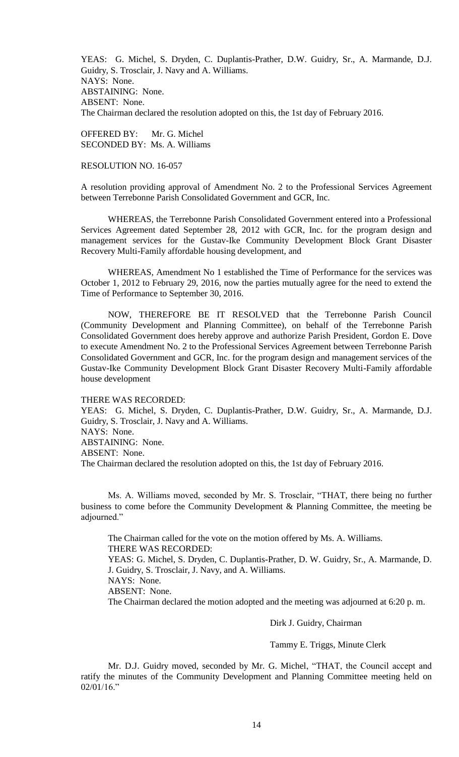YEAS: G. Michel, S. Dryden, C. Duplantis-Prather, D.W. Guidry, Sr., A. Marmande, D.J. Guidry, S. Trosclair, J. Navy and A. Williams.
NAYS: None.
ABSTAINING: None.
ABSENT: None.
The Chairman declared the resolution adopted on this, the 1st day of February 2016.

OFFERED BY: Mr. G. Michel
SECONDED BY: Ms. A. Williams

RESOLUTION NO. 16-057

A resolution providing approval of Amendment No. 2 to the Professional Services Agreement between Terrebonne Parish Consolidated Government and GCR, Inc.

WHEREAS, the Terrebonne Parish Consolidated Government entered into a Professional Services Agreement dated September 28, 2012 with GCR, Inc. for the program design and management services for the Gustav-Ike Community Development Block Grant Disaster Recovery Multi-Family affordable housing development, and

WHEREAS, Amendment No 1 established the Time of Performance for the services was October 1, 2012 to February 29, 2016, now the parties mutually agree for the need to extend the Time of Performance to September 30, 2016.

NOW, THEREFORE BE IT RESOLVED that the Terrebonne Parish Council (Community Development and Planning Committee), on behalf of the Terrebonne Parish Consolidated Government does hereby approve and authorize Parish President, Gordon E. Dove to execute Amendment No. 2 to the Professional Services Agreement between Terrebonne Parish Consolidated Government and GCR, Inc. for the program design and management services of the Gustav-Ike Community Development Block Grant Disaster Recovery Multi-Family affordable house development

THERE WAS RECORDED:
YEAS: G. Michel, S. Dryden, C. Duplantis-Prather, D.W. Guidry, Sr., A. Marmande, D.J. Guidry, S. Trosclair, J. Navy and A. Williams.
NAYS: None.
ABSTAINING: None.
ABSENT: None.
The Chairman declared the resolution adopted on this, the 1st day of February 2016.

Ms. A. Williams moved, seconded by Mr. S. Trosclair, "THAT, there being no further business to come before the Community Development & Planning Committee, the meeting be adjourned."

The Chairman called for the vote on the motion offered by Ms. A. Williams.
THERE WAS RECORDED:
YEAS: G. Michel, S. Dryden, C. Duplantis-Prather, D. W. Guidry, Sr., A. Marmande, D. J. Guidry, S. Trosclair, J. Navy, and A. Williams.
NAYS: None.
ABSENT: None.
The Chairman declared the motion adopted and the meeting was adjourned at 6:20 p. m.

Dirk J. Guidry, Chairman

Tammy E. Triggs, Minute Clerk

Mr. D.J. Guidry moved, seconded by Mr. G. Michel, "THAT, the Council accept and ratify the minutes of the Community Development and Planning Committee meeting held on 02/01/16."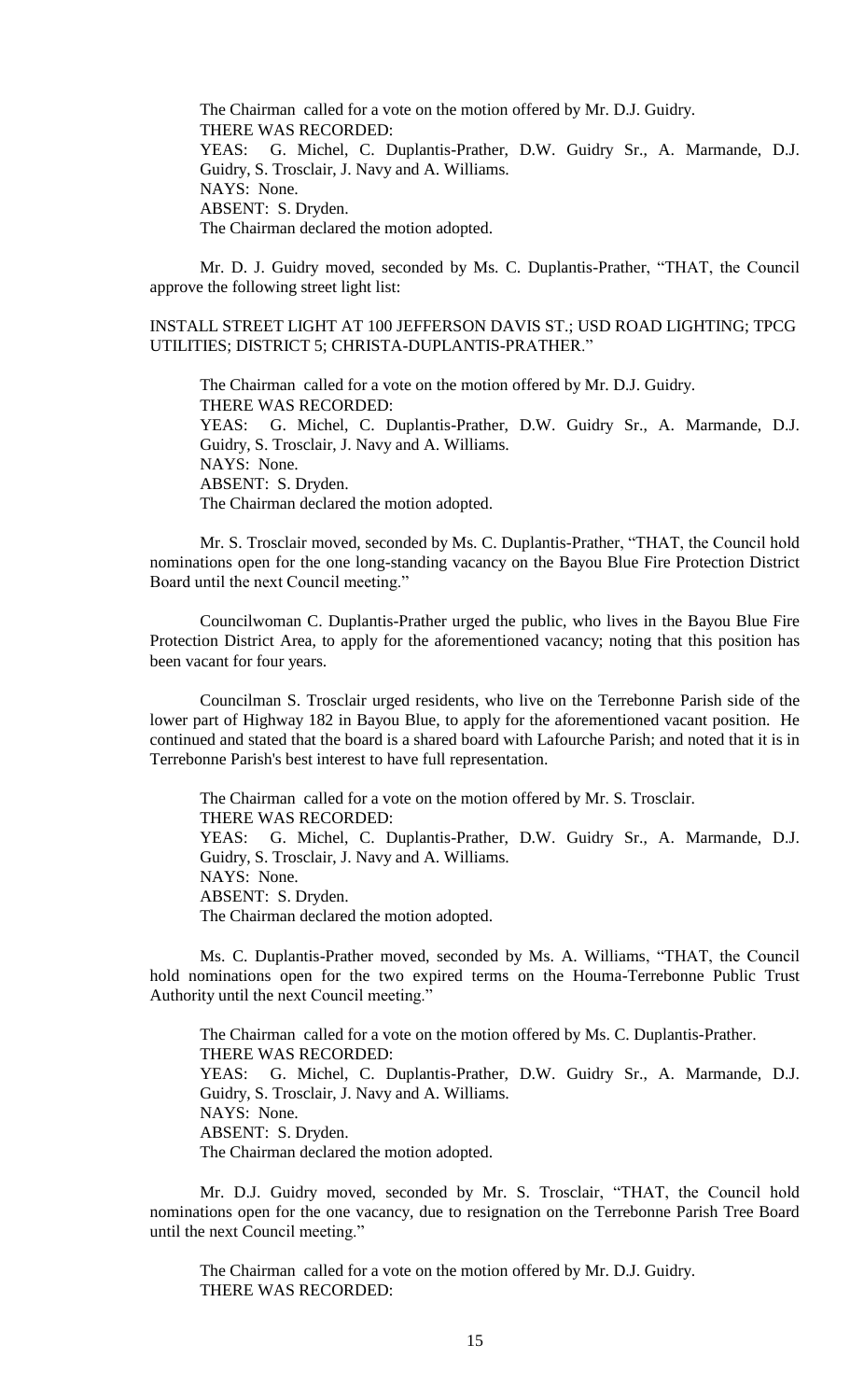The Chairman called for a vote on the motion offered by Mr. D.J. Guidry.
THERE WAS RECORDED:
YEAS: G. Michel, C. Duplantis-Prather, D.W. Guidry Sr., A. Marmande, D.J. Guidry, S. Trosclair, J. Navy and A. Williams.
NAYS: None.
ABSENT: S. Dryden.
The Chairman declared the motion adopted.

Mr. D. J. Guidry moved, seconded by Ms. C. Duplantis-Prather, "THAT, the Council approve the following street light list:

INSTALL STREET LIGHT AT 100 JEFFERSON DAVIS ST.; USD ROAD LIGHTING; TPCG UTILITIES; DISTRICT 5; CHRISTA-DUPLANTIS-PRATHER."

The Chairman called for a vote on the motion offered by Mr. D.J. Guidry.
THERE WAS RECORDED:
YEAS: G. Michel, C. Duplantis-Prather, D.W. Guidry Sr., A. Marmande, D.J. Guidry, S. Trosclair, J. Navy and A. Williams.
NAYS: None.
ABSENT: S. Dryden.
The Chairman declared the motion adopted.

Mr. S. Trosclair moved, seconded by Ms. C. Duplantis-Prather, "THAT, the Council hold nominations open for the one long-standing vacancy on the Bayou Blue Fire Protection District Board until the next Council meeting."

Councilwoman C. Duplantis-Prather urged the public, who lives in the Bayou Blue Fire Protection District Area, to apply for the aforementioned vacancy; noting that this position has been vacant for four years.

Councilman S. Trosclair urged residents, who live on the Terrebonne Parish side of the lower part of Highway 182 in Bayou Blue, to apply for the aforementioned vacant position. He continued and stated that the board is a shared board with Lafourche Parish; and noted that it is in Terrebonne Parish's best interest to have full representation.

The Chairman called for a vote on the motion offered by Mr. S. Trosclair.
THERE WAS RECORDED:
YEAS: G. Michel, C. Duplantis-Prather, D.W. Guidry Sr., A. Marmande, D.J. Guidry, S. Trosclair, J. Navy and A. Williams.
NAYS: None.
ABSENT: S. Dryden.
The Chairman declared the motion adopted.

Ms. C. Duplantis-Prather moved, seconded by Ms. A. Williams, "THAT, the Council hold nominations open for the two expired terms on the Houma-Terrebonne Public Trust Authority until the next Council meeting."

The Chairman called for a vote on the motion offered by Ms. C. Duplantis-Prather.
THERE WAS RECORDED:
YEAS: G. Michel, C. Duplantis-Prather, D.W. Guidry Sr., A. Marmande, D.J. Guidry, S. Trosclair, J. Navy and A. Williams.
NAYS: None.
ABSENT: S. Dryden.
The Chairman declared the motion adopted.

Mr. D.J. Guidry moved, seconded by Mr. S. Trosclair, "THAT, the Council hold nominations open for the one vacancy, due to resignation on the Terrebonne Parish Tree Board until the next Council meeting."

The Chairman called for a vote on the motion offered by Mr. D.J. Guidry.
THERE WAS RECORDED: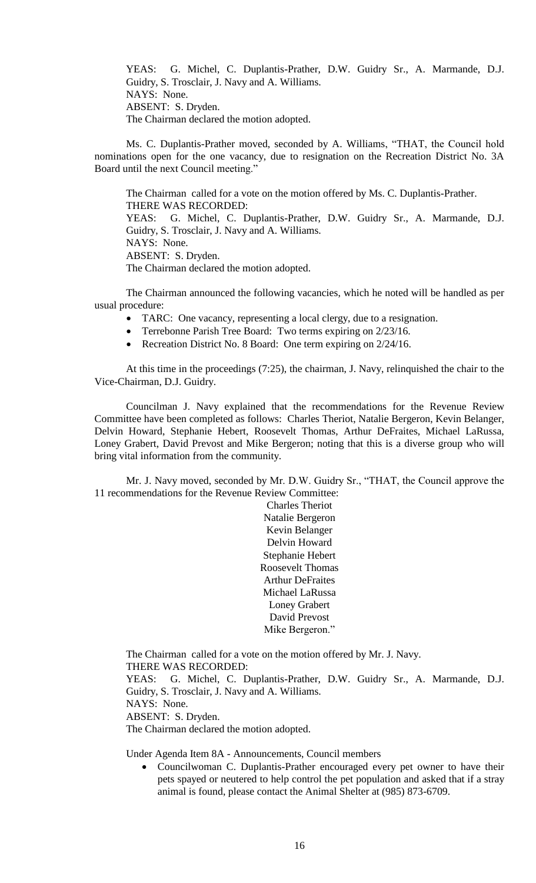YEAS: G. Michel, C. Duplantis-Prather, D.W. Guidry Sr., A. Marmande, D.J. Guidry, S. Trosclair, J. Navy and A. Williams.
NAYS: None.
ABSENT: S. Dryden.
The Chairman declared the motion adopted.

Ms. C. Duplantis-Prather moved, seconded by A. Williams, "THAT, the Council hold nominations open for the one vacancy, due to resignation on the Recreation District No. 3A Board until the next Council meeting."

The Chairman called for a vote on the motion offered by Ms. C. Duplantis-Prather.
THERE WAS RECORDED:
YEAS: G. Michel, C. Duplantis-Prather, D.W. Guidry Sr., A. Marmande, D.J. Guidry, S. Trosclair, J. Navy and A. Williams.
NAYS: None.
ABSENT: S. Dryden.
The Chairman declared the motion adopted.

The Chairman announced the following vacancies, which he noted will be handled as per usual procedure:

- TARC: One vacancy, representing a local clergy, due to a resignation.
- Terrebonne Parish Tree Board: Two terms expiring on 2/23/16.
- Recreation District No. 8 Board: One term expiring on 2/24/16.

At this time in the proceedings (7:25), the chairman, J. Navy, relinquished the chair to the Vice-Chairman, D.J. Guidry.

Councilman J. Navy explained that the recommendations for the Revenue Review Committee have been completed as follows: Charles Theriot, Natalie Bergeron, Kevin Belanger, Delvin Howard, Stephanie Hebert, Roosevelt Thomas, Arthur DeFraites, Michael LaRussa, Loney Grabert, David Prevost and Mike Bergeron; noting that this is a diverse group who will bring vital information from the community.

Mr. J. Navy moved, seconded by Mr. D.W. Guidry Sr., "THAT, the Council approve the 11 recommendations for the Revenue Review Committee:

Charles Theriot
Natalie Bergeron
Kevin Belanger
Delvin Howard
Stephanie Hebert
Roosevelt Thomas
Arthur DeFraites
Michael LaRussa
Loney Grabert
David Prevost
Mike Bergeron."

The Chairman called for a vote on the motion offered by Mr. J. Navy.
THERE WAS RECORDED:
YEAS: G. Michel, C. Duplantis-Prather, D.W. Guidry Sr., A. Marmande, D.J. Guidry, S. Trosclair, J. Navy and A. Williams.
NAYS: None.
ABSENT: S. Dryden.
The Chairman declared the motion adopted.

Under Agenda Item 8A - Announcements, Council members

- Councilwoman C. Duplantis-Prather encouraged every pet owner to have their pets spayed or neutered to help control the pet population and asked that if a stray animal is found, please contact the Animal Shelter at (985) 873-6709.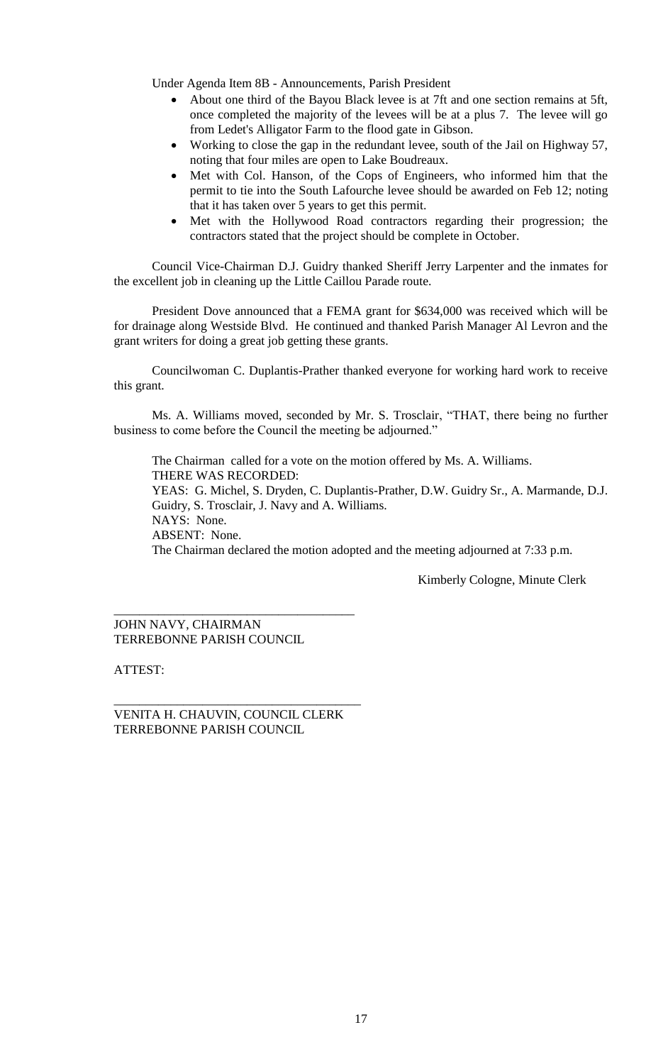Under Agenda Item 8B - Announcements, Parish President

- About one third of the Bayou Black levee is at 7ft and one section remains at 5ft, once completed the majority of the levees will be at a plus 7. The levee will go from Ledet's Alligator Farm to the flood gate in Gibson.
- Working to close the gap in the redundant levee, south of the Jail on Highway 57, noting that four miles are open to Lake Boudreaux.
- Met with Col. Hanson, of the Cops of Engineers, who informed him that the permit to tie into the South Lafourche levee should be awarded on Feb 12; noting that it has taken over 5 years to get this permit.
- Met with the Hollywood Road contractors regarding their progression; the contractors stated that the project should be complete in October.

Council Vice-Chairman D.J. Guidry thanked Sheriff Jerry Larpenter and the inmates for the excellent job in cleaning up the Little Caillou Parade route.

President Dove announced that a FEMA grant for $634,000 was received which will be for drainage along Westside Blvd. He continued and thanked Parish Manager Al Levron and the grant writers for doing a great job getting these grants.

Councilwoman C. Duplantis-Prather thanked everyone for working hard work to receive this grant.

Ms. A. Williams moved, seconded by Mr. S. Trosclair, "THAT, there being no further business to come before the Council the meeting be adjourned."

The Chairman called for a vote on the motion offered by Ms. A. Williams.
THERE WAS RECORDED:
YEAS: G. Michel, S. Dryden, C. Duplantis-Prather, D.W. Guidry Sr., A. Marmande, D.J. Guidry, S. Trosclair, J. Navy and A. Williams.
NAYS: None.
ABSENT: None.
The Chairman declared the motion adopted and the meeting adjourned at 7:33 p.m.

Kimberly Cologne, Minute Clerk

\_\_\_\_\_\_\_\_\_\_\_\_\_\_\_\_\_\_\_\_\_\_\_\_\_\_\_\_\_\_\_\_\_\_\_\_\_\_

JOHN NAVY, CHAIRMAN
TERREBONNE PARISH COUNCIL

ATTEST:

\_\_\_\_\_\_\_\_\_\_\_\_\_\_\_\_\_\_\_\_\_\_\_\_\_\_\_\_\_\_\_\_\_\_\_\_\_\_

VENITA H. CHAUVIN, COUNCIL CLERK
TERREBONNE PARISH COUNCIL